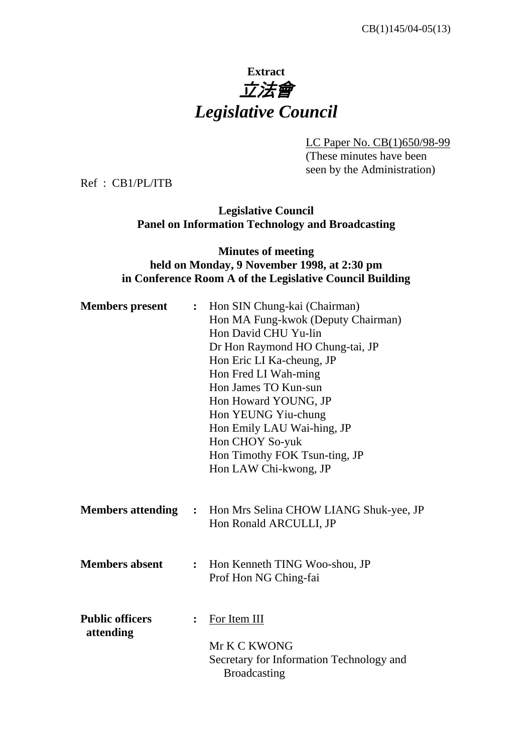CB(1)145/04-05(13)

**Extract**

# *立法會*
# *Legislative Council*

LC Paper No. CB(1)650/98-99
(These minutes have been seen by the Administration)

Ref : CB1/PL/ITB

**Legislative Council**
**Panel on Information Technology and Broadcasting**

**Minutes of meeting**
**held on Monday, 9 November 1998, at 2:30 pm**
**in Conference Room A of the Legislative Council Building**

**Members present :** Hon SIN Chung-kai (Chairman)
Hon MA Fung-kwok (Deputy Chairman)
Hon David CHU Yu-lin
Dr Hon Raymond HO Chung-tai, JP
Hon Eric LI Ka-cheung, JP
Hon Fred LI Wah-ming
Hon James TO Kun-sun
Hon Howard YOUNG, JP
Hon YEUNG Yiu-chung
Hon Emily LAU Wai-hing, JP
Hon CHOY So-yuk
Hon Timothy FOK Tsun-ting, JP
Hon LAW Chi-kwong, JP

**Members attending :** Hon Mrs Selina CHOW LIANG Shuk-yee, JP
Hon Ronald ARCULLI, JP

**Members absent :** Hon Kenneth TING Woo-shou, JP
Prof Hon NG Ching-fai

**Public officers attending :** For Item III

Mr K C KWONG
Secretary for Information Technology and Broadcasting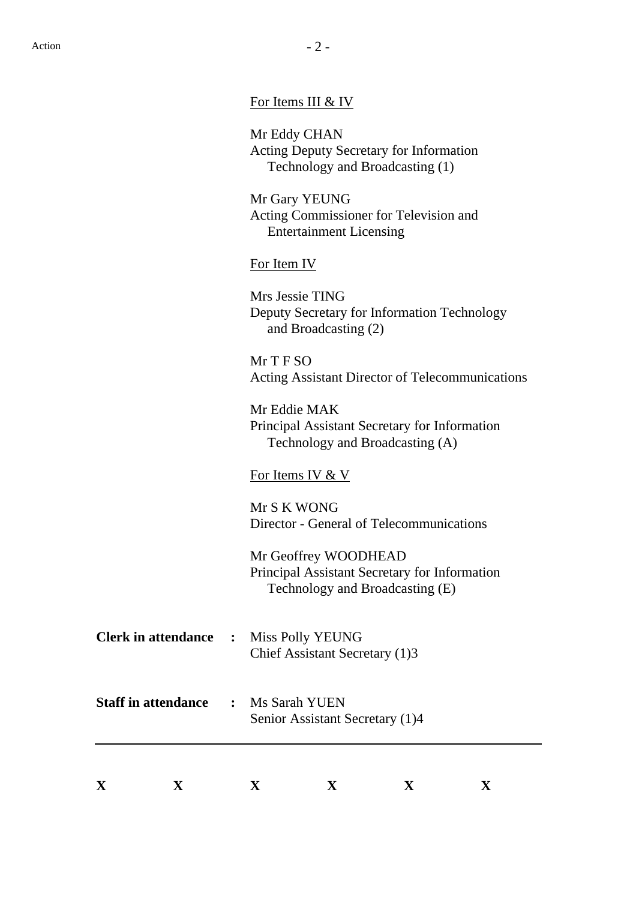For Items III & IV

Mr Eddy CHAN
Acting Deputy Secretary for Information Technology and Broadcasting (1)

Mr Gary YEUNG
Acting Commissioner for Television and Entertainment Licensing

For Item IV

Mrs Jessie TING
Deputy Secretary for Information Technology and Broadcasting (2)

Mr T F SO
Acting Assistant Director of Telecommunications

Mr Eddie MAK
Principal Assistant Secretary for Information Technology and Broadcasting (A)

For Items IV & V

Mr S K WONG
Director - General of Telecommunications

Mr Geoffrey WOODHEAD
Principal Assistant Secretary for Information Technology and Broadcasting (E)

**Clerk in attendance :** Miss Polly YEUNG
Chief Assistant Secretary (1)3

**Staff in attendance :** Ms Sarah YUEN
Senior Assistant Secretary (1)4

---

**X X X X X X**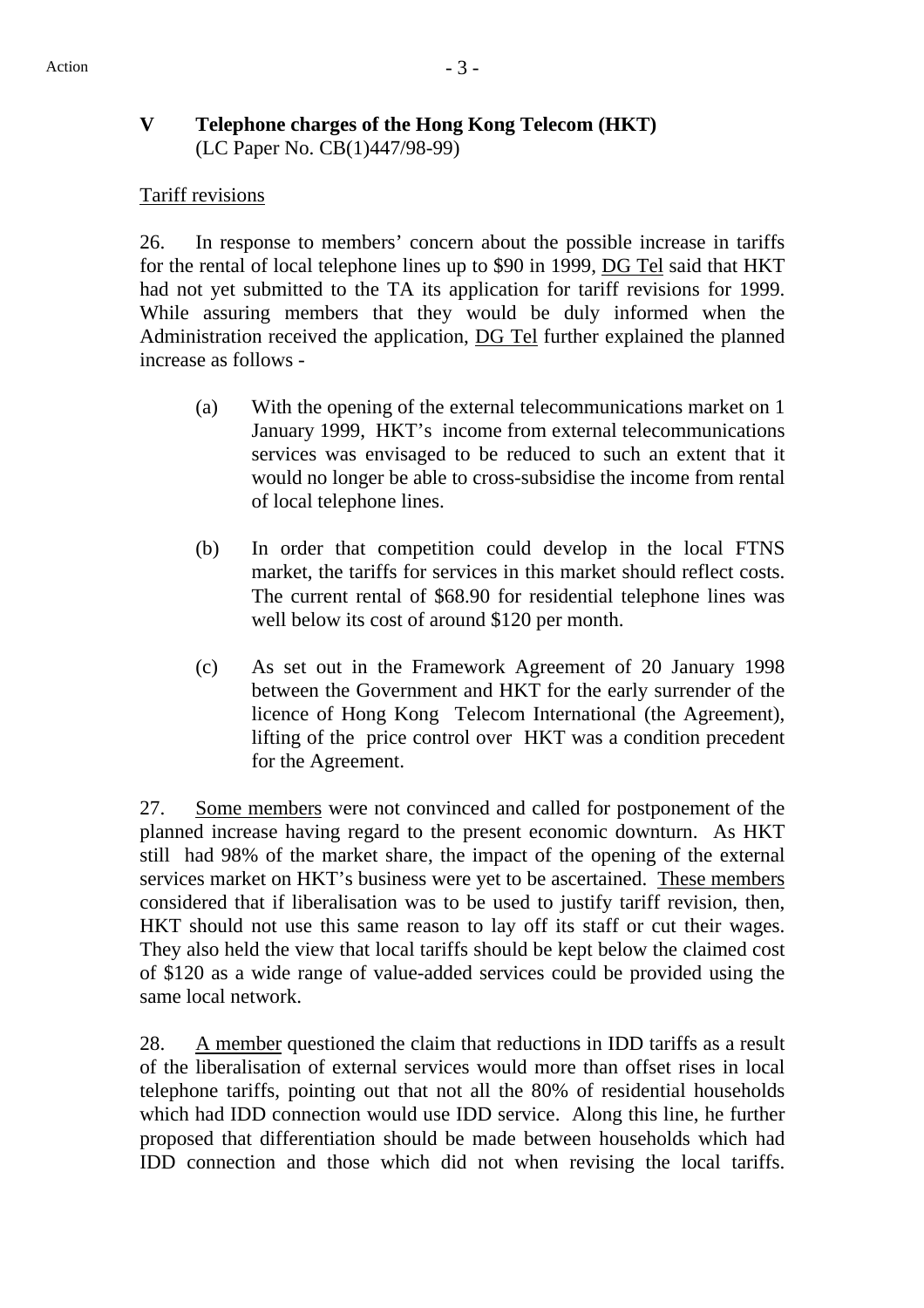## V Telephone charges of the Hong Kong Telecom (HKT)

(LC Paper No. CB(1)447/98-99)

Tariff revisions

26. In response to members' concern about the possible increase in tariffs for the rental of local telephone lines up to $90 in 1999, DG Tel said that HKT had not yet submitted to the TA its application for tariff revisions for 1999. While assuring members that they would be duly informed when the Administration received the application, DG Tel further explained the planned increase as follows -

(a) With the opening of the external telecommunications market on 1 January 1999, HKT's income from external telecommunications services was envisaged to be reduced to such an extent that it would no longer be able to cross-subsidise the income from rental of local telephone lines.

(b) In order that competition could develop in the local FTNS market, the tariffs for services in this market should reflect costs. The current rental of $68.90 for residential telephone lines was well below its cost of around $120 per month.

(c) As set out in the Framework Agreement of 20 January 1998 between the Government and HKT for the early surrender of the licence of Hong Kong Telecom International (the Agreement), lifting of the price control over HKT was a condition precedent for the Agreement.

27. Some members were not convinced and called for postponement of the planned increase having regard to the present economic downturn. As HKT still had 98% of the market share, the impact of the opening of the external services market on HKT's business were yet to be ascertained. These members considered that if liberalisation was to be used to justify tariff revision, then, HKT should not use this same reason to lay off its staff or cut their wages. They also held the view that local tariffs should be kept below the claimed cost of $120 as a wide range of value-added services could be provided using the same local network.

28. A member questioned the claim that reductions in IDD tariffs as a result of the liberalisation of external services would more than offset rises in local telephone tariffs, pointing out that not all the 80% of residential households which had IDD connection would use IDD service. Along this line, he further proposed that differentiation should be made between households which had IDD connection and those which did not when revising the local tariffs.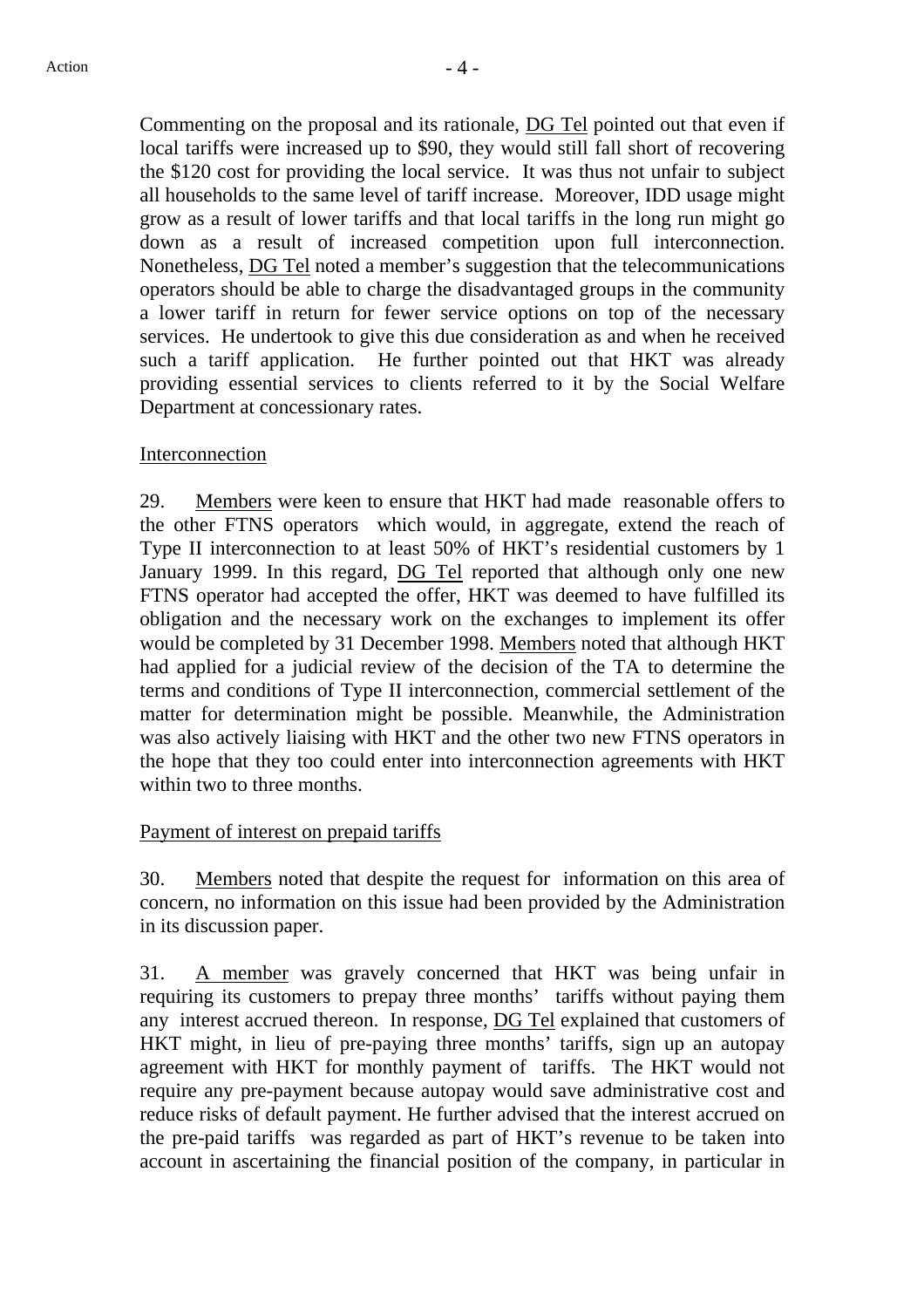Commenting on the proposal and its rationale, DG Tel pointed out that even if local tariffs were increased up to $90, they would still fall short of recovering the $120 cost for providing the local service. It was thus not unfair to subject all households to the same level of tariff increase. Moreover, IDD usage might grow as a result of lower tariffs and that local tariffs in the long run might go down as a result of increased competition upon full interconnection. Nonetheless, DG Tel noted a member's suggestion that the telecommunications operators should be able to charge the disadvantaged groups in the community a lower tariff in return for fewer service options on top of the necessary services. He undertook to give this due consideration as and when he received such a tariff application. He further pointed out that HKT was already providing essential services to clients referred to it by the Social Welfare Department at concessionary rates.

Interconnection

29. Members were keen to ensure that HKT had made reasonable offers to the other FTNS operators which would, in aggregate, extend the reach of Type II interconnection to at least 50% of HKT's residential customers by 1 January 1999. In this regard, DG Tel reported that although only one new FTNS operator had accepted the offer, HKT was deemed to have fulfilled its obligation and the necessary work on the exchanges to implement its offer would be completed by 31 December 1998. Members noted that although HKT had applied for a judicial review of the decision of the TA to determine the terms and conditions of Type II interconnection, commercial settlement of the matter for determination might be possible. Meanwhile, the Administration was also actively liaising with HKT and the other two new FTNS operators in the hope that they too could enter into interconnection agreements with HKT within two to three months.

Payment of interest on prepaid tariffs

30. Members noted that despite the request for information on this area of concern, no information on this issue had been provided by the Administration in its discussion paper.

31. A member was gravely concerned that HKT was being unfair in requiring its customers to prepay three months' tariffs without paying them any interest accrued thereon. In response, DG Tel explained that customers of HKT might, in lieu of pre-paying three months' tariffs, sign up an autopay agreement with HKT for monthly payment of tariffs. The HKT would not require any pre-payment because autopay would save administrative cost and reduce risks of default payment. He further advised that the interest accrued on the pre-paid tariffs was regarded as part of HKT's revenue to be taken into account in ascertaining the financial position of the company, in particular in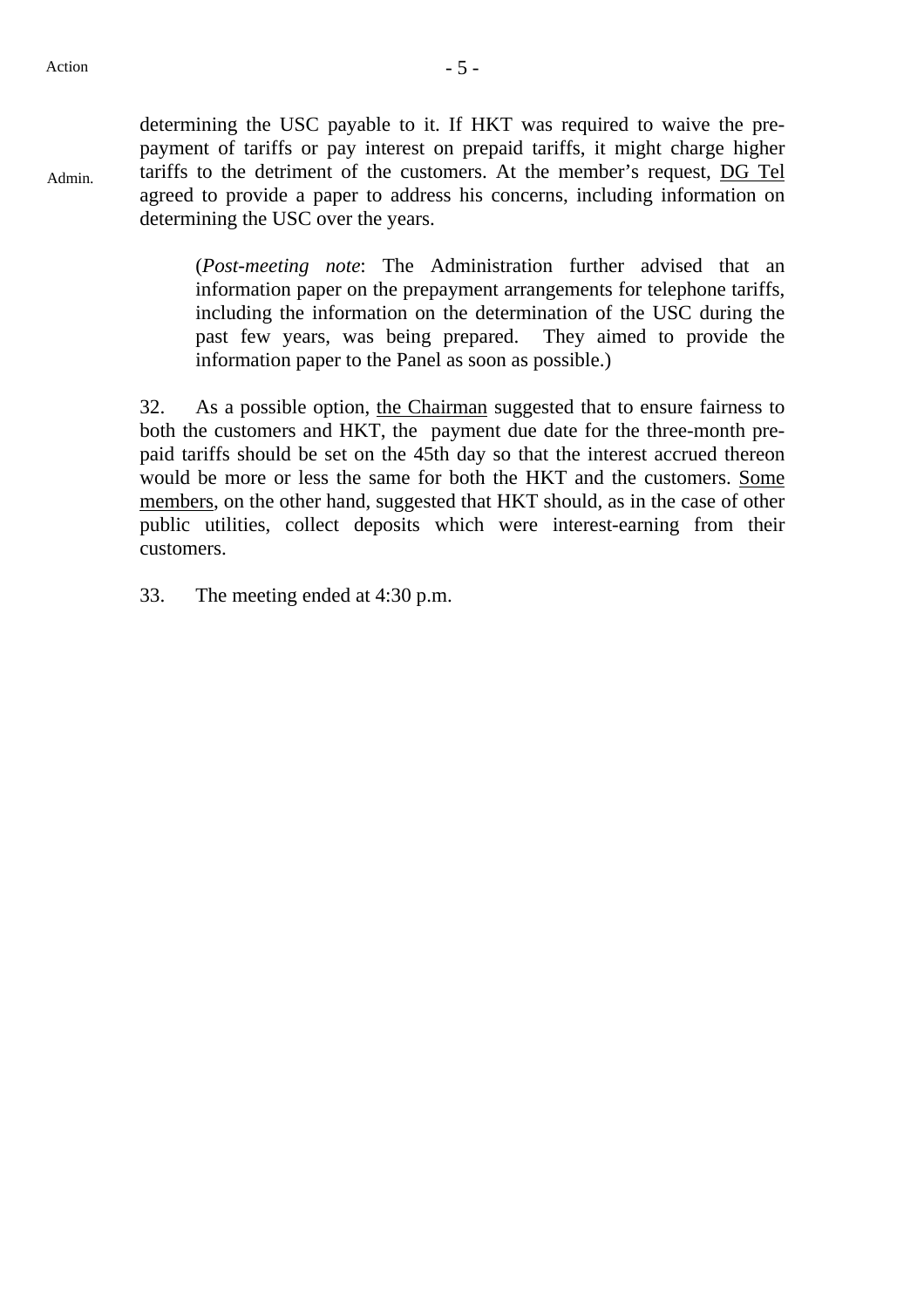Action

determining the USC payable to it. If HKT was required to waive the pre-payment of tariffs or pay interest on prepaid tariffs, it might charge higher tariffs to the detriment of the customers. At the member's request, DG Tel agreed to provide a paper to address his concerns, including information on determining the USC over the years.

Admin.

> (*Post-meeting note*: The Administration further advised that an information paper on the prepayment arrangements for telephone tariffs, including the information on the determination of the USC during the past few years, was being prepared. They aimed to provide the information paper to the Panel as soon as possible.)

32. As a possible option, the Chairman suggested that to ensure fairness to both the customers and HKT, the payment due date for the three-month pre-paid tariffs should be set on the 45th day so that the interest accrued thereon would be more or less the same for both the HKT and the customers. Some members, on the other hand, suggested that HKT should, as in the case of other public utilities, collect deposits which were interest-earning from their customers.

33. The meeting ended at 4:30 p.m.